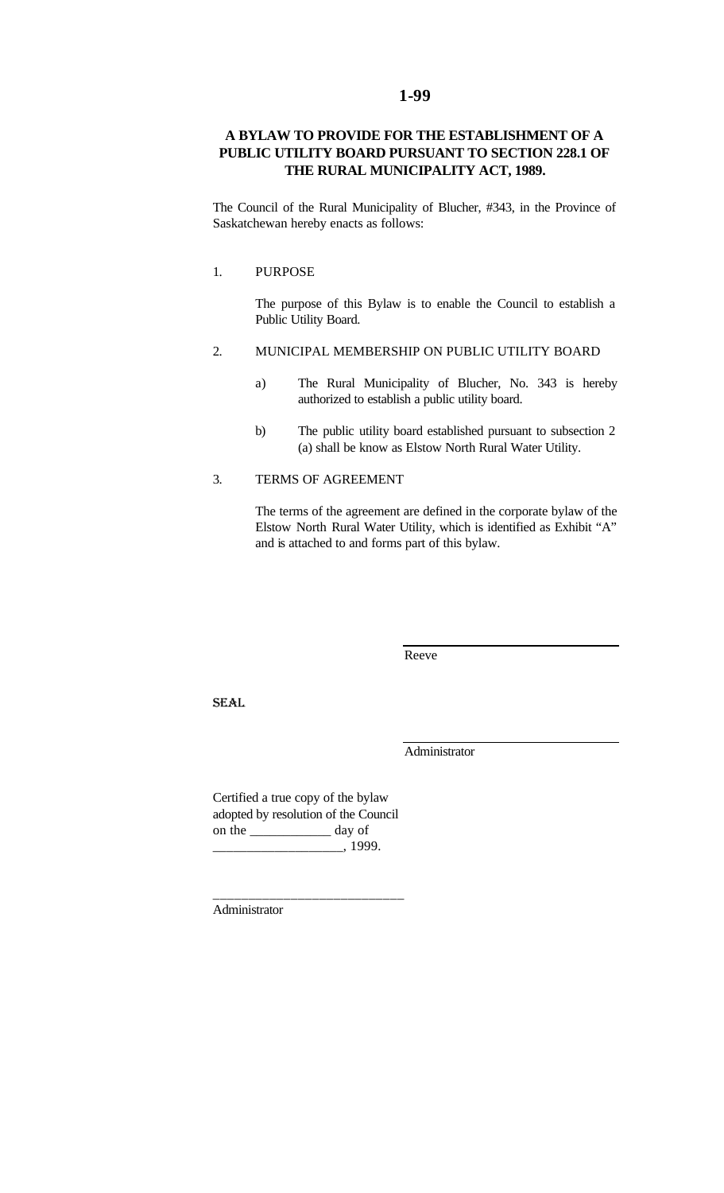# 1-99

## A BYLAW TO PROVIDE FOR THE ESTABLISHMENT OF A PUBLIC UTILITY BOARD PURSUANT TO SECTION 228.1 OF THE RURAL MUNICIPALITY ACT, 1989.

The Council of the Rural Municipality of Blucher, #343, in the Province of Saskatchewan hereby enacts as follows:

1. PURPOSE

   The purpose of this Bylaw is to enable the Council to establish a Public Utility Board.

2. MUNICIPAL MEMBERSHIP ON PUBLIC UTILITY BOARD

   a) The Rural Municipality of Blucher, No. 343 is hereby authorized to establish a public utility board.

   b) The public utility board established pursuant to subsection 2 (a) shall be know as Elstow North Rural Water Utility.

3. TERMS OF AGREEMENT

   The terms of the agreement are defined in the corporate bylaw of the Elstow North Rural Water Utility, which is identified as Exhibit "A" and is attached to and forms part of this bylaw.

Reeve

SEAL

Administrator

Certified a true copy of the bylaw adopted by resolution of the Council on the ____________ day of ___________________, 1999.

____________________________

Administrator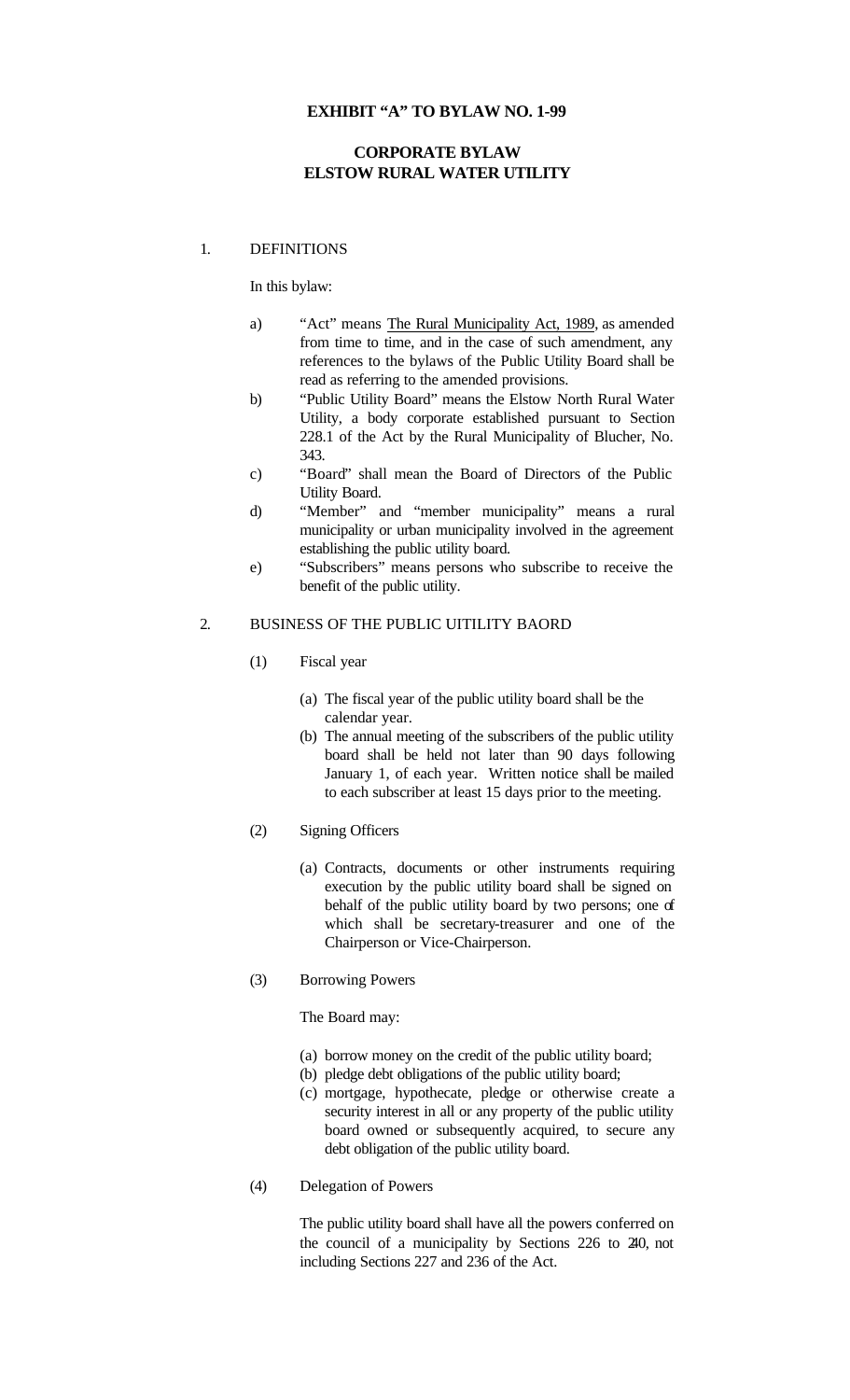**EXHIBIT "A" TO BYLAW NO. 1-99**

**CORPORATE BYLAW**
**ELSTOW RURAL WATER UTILITY**

1. DEFINITIONS

   In this bylaw:

   a) "Act" means The Rural Municipality Act, 1989, as amended from time to time, and in the case of such amendment, any references to the bylaws of the Public Utility Board shall be read as referring to the amended provisions.
   b) "Public Utility Board" means the Elstow North Rural Water Utility, a body corporate established pursuant to Section 228.1 of the Act by the Rural Municipality of Blucher, No. 343.
   c) "Board" shall mean the Board of Directors of the Public Utility Board.
   d) "Member" and "member municipality" means a rural municipality or urban municipality involved in the agreement establishing the public utility board.
   e) "Subscribers" means persons who subscribe to receive the benefit of the public utility.

2. BUSINESS OF THE PUBLIC UITILITY BAORD

   (1) Fiscal year

   (a) The fiscal year of the public utility board shall be the calendar year.
   (b) The annual meeting of the subscribers of the public utility board shall be held not later than 90 days following January 1, of each year. Written notice shall be mailed to each subscriber at least 15 days prior to the meeting.

   (2) Signing Officers

   (a) Contracts, documents or other instruments requiring execution by the public utility board shall be signed on behalf of the public utility board by two persons; one of which shall be secretary-treasurer and one of the Chairperson or Vice-Chairperson.

   (3) Borrowing Powers

   The Board may:

   (a) borrow money on the credit of the public utility board;
   (b) pledge debt obligations of the public utility board;
   (c) mortgage, hypothecate, pledge or otherwise create a security interest in all or any property of the public utility board owned or subsequently acquired, to secure any debt obligation of the public utility board.

   (4) Delegation of Powers

   The public utility board shall have all the powers conferred on the council of a municipality by Sections 226 to 240, not including Sections 227 and 236 of the Act.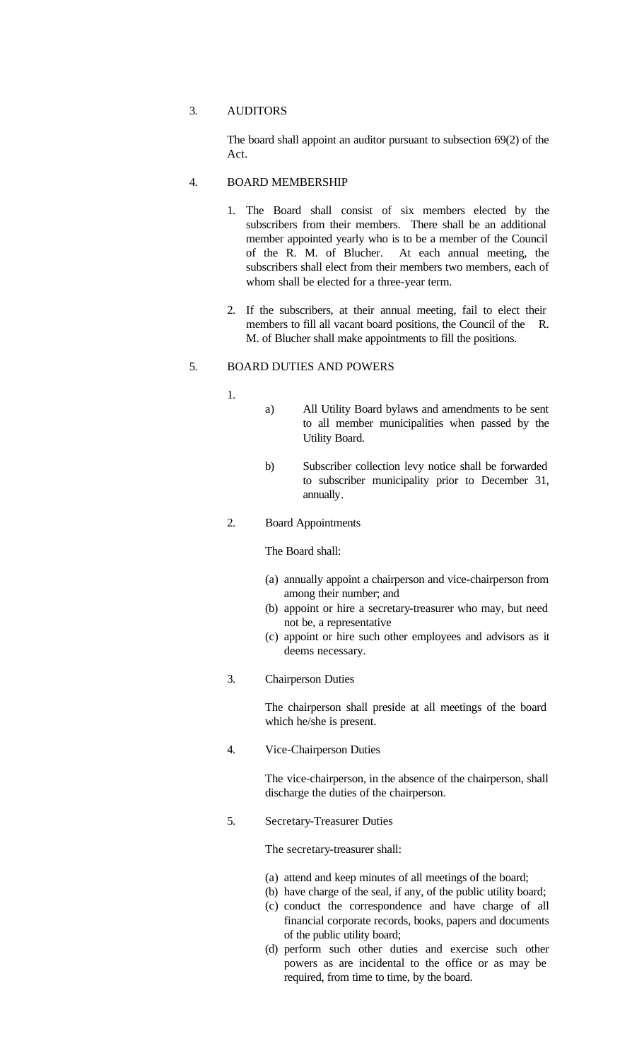3. AUDITORS

The board shall appoint an auditor pursuant to subsection 69(2) of the Act.

4. BOARD MEMBERSHIP

1. The Board shall consist of six members elected by the subscribers from their members. There shall be an additional member appointed yearly who is to be a member of the Council of the R. M. of Blucher. At each annual meeting, the subscribers shall elect from their members two members, each of whom shall be elected for a three-year term.

2. If the subscribers, at their annual meeting, fail to elect their members to fill all vacant board positions, the Council of the R. M. of Blucher shall make appointments to fill the positions.

5. BOARD DUTIES AND POWERS

1.
   a) All Utility Board bylaws and amendments to be sent to all member municipalities when passed by the Utility Board.

   b) Subscriber collection levy notice shall be forwarded to subscriber municipality prior to December 31, annually.

2. Board Appointments

   The Board shall:

   (a) annually appoint a chairperson and vice-chairperson from among their number; and
   (b) appoint or hire a secretary-treasurer who may, but need not be, a representative
   (c) appoint or hire such other employees and advisors as it deems necessary.

3. Chairperson Duties

   The chairperson shall preside at all meetings of the board which he/she is present.

4. Vice-Chairperson Duties

   The vice-chairperson, in the absence of the chairperson, shall discharge the duties of the chairperson.

5. Secretary-Treasurer Duties

   The secretary-treasurer shall:

   (a) attend and keep minutes of all meetings of the board;
   (b) have charge of the seal, if any, of the public utility board;
   (c) conduct the correspondence and have charge of all financial corporate records, books, papers and documents of the public utility board;
   (d) perform such other duties and exercise such other powers as are incidental to the office or as may be required, from time to time, by the board.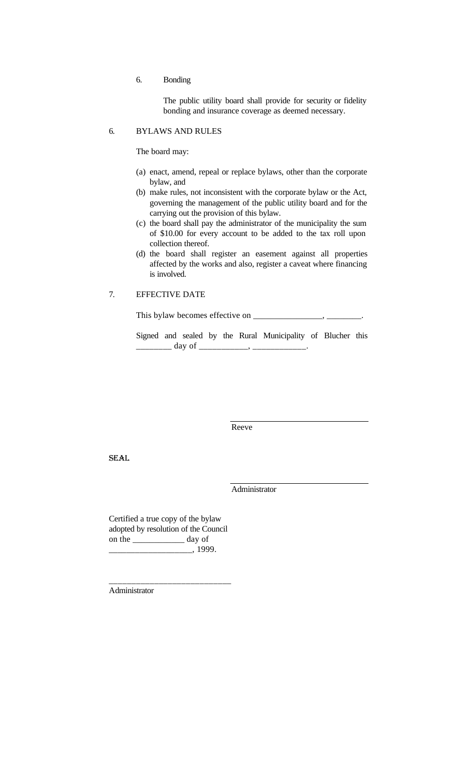6. Bonding

The public utility board shall provide for security or fidelity bonding and insurance coverage as deemed necessary.

6. BYLAWS AND RULES

The board may:

(a) enact, amend, repeal or replace bylaws, other than the corporate bylaw, and
(b) make rules, not inconsistent with the corporate bylaw or the Act, governing the management of the public utility board and for the carrying out the provision of this bylaw.
(c) the board shall pay the administrator of the municipality the sum of $10.00 for every account to be added to the tax roll upon collection thereof.
(d) the board shall register an easement against all properties affected by the works and also, register a caveat where financing is involved.

7. EFFECTIVE DATE

This bylaw becomes effective on ________________, ________.

Signed and sealed by the Rural Municipality of Blucher this ________ day of ___________, ____________.

______________________________
Reeve

SEAL

______________________________
Administrator

Certified a true copy of the bylaw adopted by resolution of the Council on the ____________ day of ___________________, 1999.

______________________________
Administrator